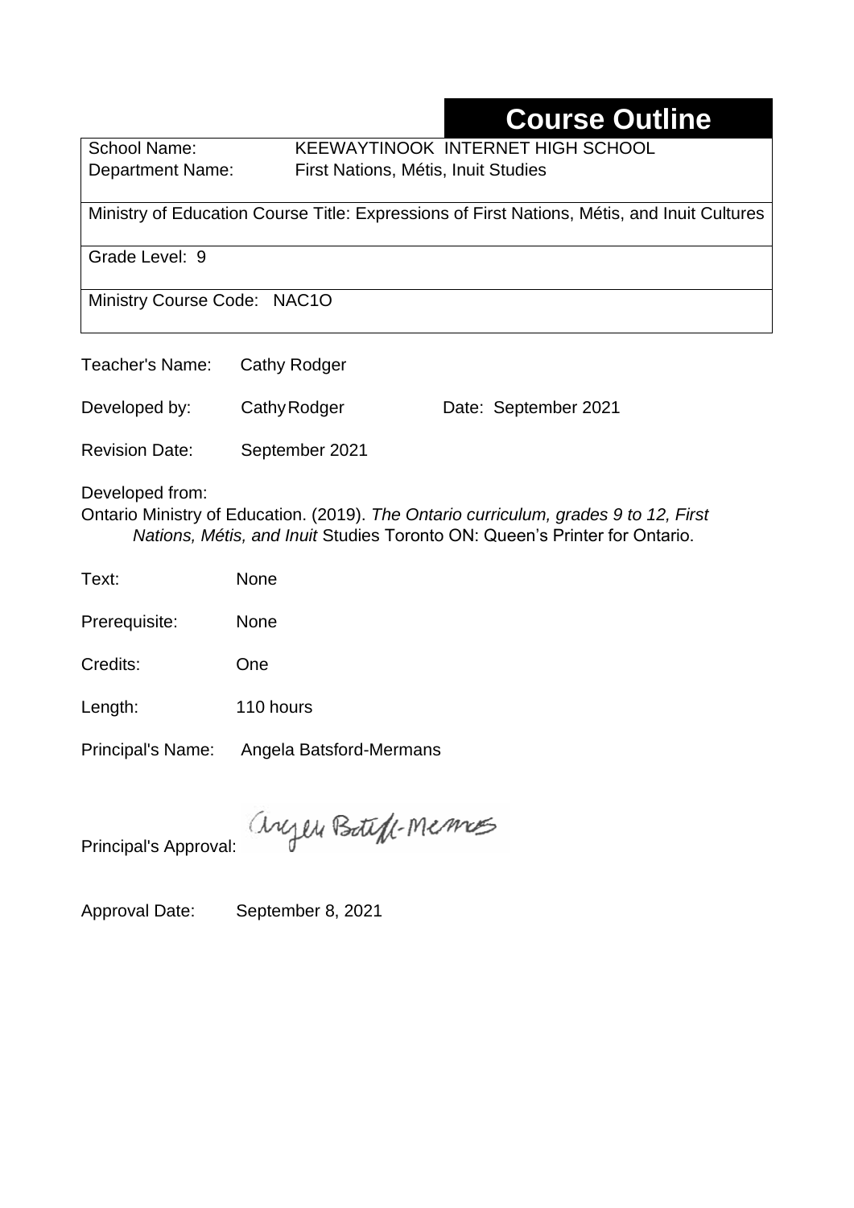# Course Outline

| School Name: | KEEWAYTINOOK INTERNET HIGH SCHOOL |
|---|---|
| Department Name: | First Nations, Métis, Inuit Studies |

Ministry of Education Course Title: Expressions of First Nations, Métis, and Inuit Cultures

Grade Level: 9

Ministry Course Code: NAC1O

Teacher's Name: Cathy Rodger

Developed by: Cathy Rodger Date: September 2021

Revision Date: September 2021

Developed from:
Ontario Ministry of Education. (2019). *The Ontario curriculum, grades 9 to 12, First Nations, Métis, and Inuit* Studies Toronto ON: Queen's Printer for Ontario.

Text: None

Prerequisite: None

Credits: One

Length: 110 hours

Principal's Name: Angela Batsford-Mermans

Principal's Approval: Angela Batsford-Mermans

Approval Date: September 8, 2021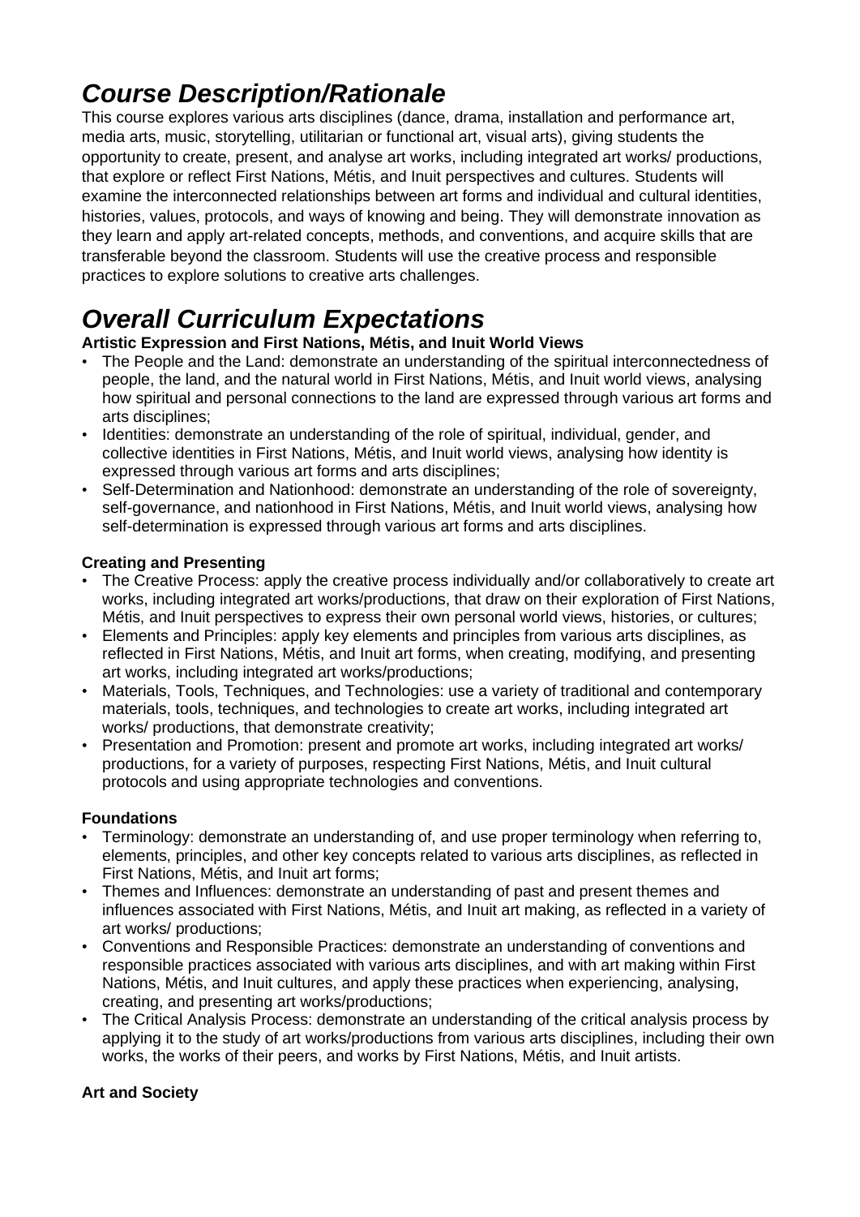# *Course Description/Rationale*

This course explores various arts disciplines (dance, drama, installation and performance art, media arts, music, storytelling, utilitarian or functional art, visual arts), giving students the opportunity to create, present, and analyse art works, including integrated art works/ productions, that explore or reflect First Nations, Métis, and Inuit perspectives and cultures. Students will examine the interconnected relationships between art forms and individual and cultural identities, histories, values, protocols, and ways of knowing and being. They will demonstrate innovation as they learn and apply art-related concepts, methods, and conventions, and acquire skills that are transferable beyond the classroom. Students will use the creative process and responsible practices to explore solutions to creative arts challenges.

# *Overall Curriculum Expectations*

**Artistic Expression and First Nations, Métis, and Inuit World Views**

- The People and the Land: demonstrate an understanding of the spiritual interconnectedness of people, the land, and the natural world in First Nations, Métis, and Inuit world views, analysing how spiritual and personal connections to the land are expressed through various art forms and arts disciplines;
- Identities: demonstrate an understanding of the role of spiritual, individual, gender, and collective identities in First Nations, Métis, and Inuit world views, analysing how identity is expressed through various art forms and arts disciplines;
- Self-Determination and Nationhood: demonstrate an understanding of the role of sovereignty, self-governance, and nationhood in First Nations, Métis, and Inuit world views, analysing how self-determination is expressed through various art forms and arts disciplines.

**Creating and Presenting**

- The Creative Process: apply the creative process individually and/or collaboratively to create art works, including integrated art works/productions, that draw on their exploration of First Nations, Métis, and Inuit perspectives to express their own personal world views, histories, or cultures;
- Elements and Principles: apply key elements and principles from various arts disciplines, as reflected in First Nations, Métis, and Inuit art forms, when creating, modifying, and presenting art works, including integrated art works/productions;
- Materials, Tools, Techniques, and Technologies: use a variety of traditional and contemporary materials, tools, techniques, and technologies to create art works, including integrated art works/ productions, that demonstrate creativity;
- Presentation and Promotion: present and promote art works, including integrated art works/ productions, for a variety of purposes, respecting First Nations, Métis, and Inuit cultural protocols and using appropriate technologies and conventions.

**Foundations**

- Terminology: demonstrate an understanding of, and use proper terminology when referring to, elements, principles, and other key concepts related to various arts disciplines, as reflected in First Nations, Métis, and Inuit art forms;
- Themes and Influences: demonstrate an understanding of past and present themes and influences associated with First Nations, Métis, and Inuit art making, as reflected in a variety of art works/ productions;
- Conventions and Responsible Practices: demonstrate an understanding of conventions and responsible practices associated with various arts disciplines, and with art making within First Nations, Métis, and Inuit cultures, and apply these practices when experiencing, analysing, creating, and presenting art works/productions;
- The Critical Analysis Process: demonstrate an understanding of the critical analysis process by applying it to the study of art works/productions from various arts disciplines, including their own works, the works of their peers, and works by First Nations, Métis, and Inuit artists.

**Art and Society**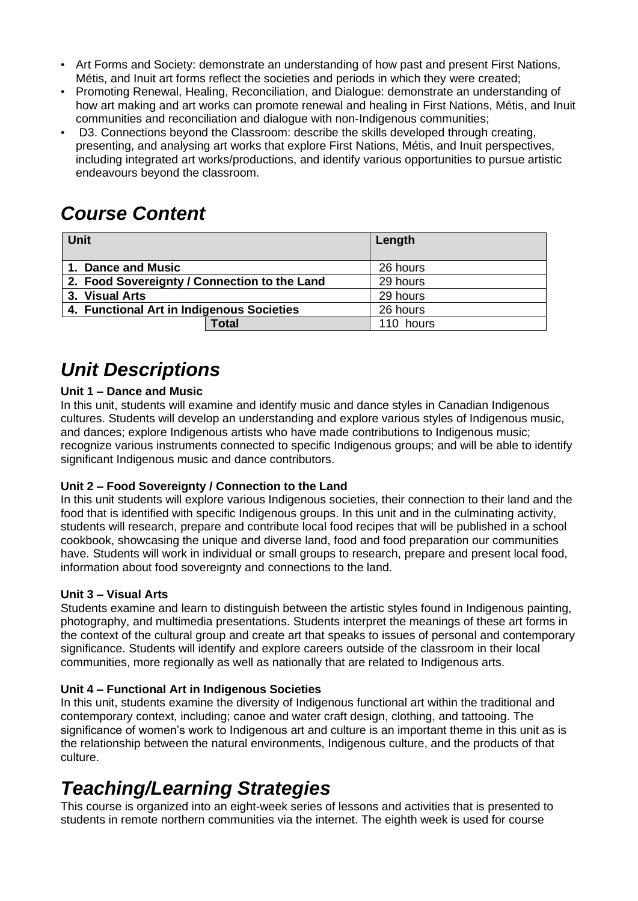- Art Forms and Society: demonstrate an understanding of how past and present First Nations, Métis, and Inuit art forms reflect the societies and periods in which they were created;
- Promoting Renewal, Healing, Reconciliation, and Dialogue: demonstrate an understanding of how art making and art works can promote renewal and healing in First Nations, Métis, and Inuit communities and reconciliation and dialogue with non-Indigenous communities;
- D3. Connections beyond the Classroom: describe the skills developed through creating, presenting, and analysing art works that explore First Nations, Métis, and Inuit perspectives, including integrated art works/productions, and identify various opportunities to pursue artistic endeavours beyond the classroom.

# *Course Content*

| Unit | Length |
|---|---|
| **1. Dance and Music** | 26 hours |
| **2. Food Sovereignty / Connection to the Land** | 29 hours |
| **3. Visual Arts** | 29 hours |
| **4. Functional Art in Indigenous Societies** | 26 hours |
| **Total** | 110 hours |

# *Unit Descriptions*

**Unit 1 – Dance and Music**
In this unit, students will examine and identify music and dance styles in Canadian Indigenous cultures. Students will develop an understanding and explore various styles of Indigenous music, and dances; explore Indigenous artists who have made contributions to Indigenous music; recognize various instruments connected to specific Indigenous groups; and will be able to identify significant Indigenous music and dance contributors.

**Unit 2 – Food Sovereignty / Connection to the Land**
In this unit students will explore various Indigenous societies, their connection to their land and the food that is identified with specific Indigenous groups. In this unit and in the culminating activity, students will research, prepare and contribute local food recipes that will be published in a school cookbook, showcasing the unique and diverse land, food and food preparation our communities have. Students will work in individual or small groups to research, prepare and present local food, information about food sovereignty and connections to the land.

**Unit 3 – Visual Arts**
Students examine and learn to distinguish between the artistic styles found in Indigenous painting, photography, and multimedia presentations. Students interpret the meanings of these art forms in the context of the cultural group and create art that speaks to issues of personal and contemporary significance. Students will identify and explore careers outside of the classroom in their local communities, more regionally as well as nationally that are related to Indigenous arts.

**Unit 4 – Functional Art in Indigenous Societies**
In this unit, students examine the diversity of Indigenous functional art within the traditional and contemporary context, including; canoe and water craft design, clothing, and tattooing. The significance of women's work to Indigenous art and culture is an important theme in this unit as is the relationship between the natural environments, Indigenous culture, and the products of that culture.

# *Teaching/Learning Strategies*

This course is organized into an eight-week series of lessons and activities that is presented to students in remote northern communities via the internet. The eighth week is used for course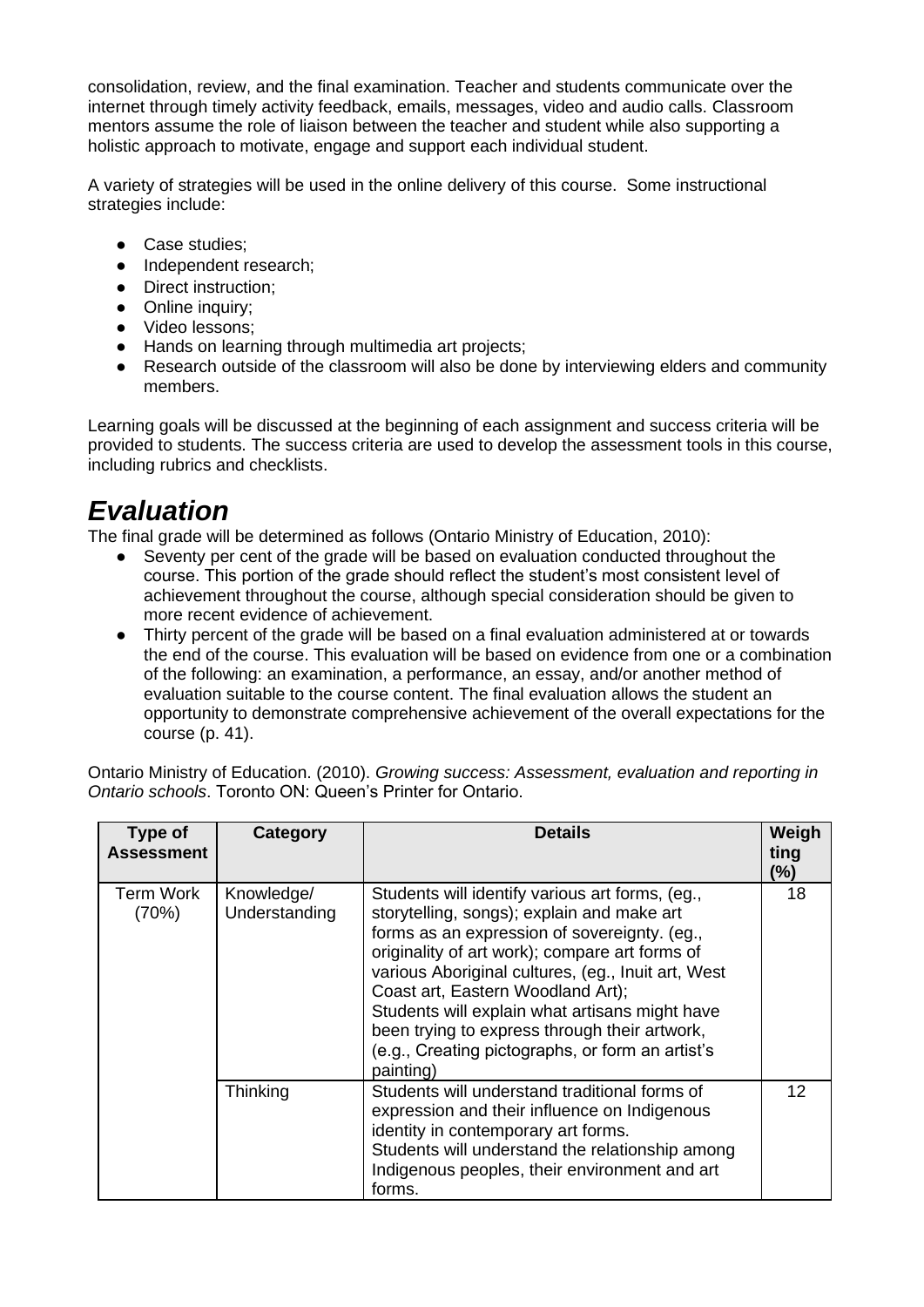consolidation, review, and the final examination. Teacher and students communicate over the internet through timely activity feedback, emails, messages, video and audio calls. Classroom mentors assume the role of liaison between the teacher and student while also supporting a holistic approach to motivate, engage and support each individual student.

A variety of strategies will be used in the online delivery of this course. Some instructional strategies include:

- Case studies;
- Independent research;
- Direct instruction;
- Online inquiry;
- Video lessons;
- Hands on learning through multimedia art projects;
- Research outside of the classroom will also be done by interviewing elders and community members.

Learning goals will be discussed at the beginning of each assignment and success criteria will be provided to students. The success criteria are used to develop the assessment tools in this course, including rubrics and checklists.

# *Evaluation*

The final grade will be determined as follows (Ontario Ministry of Education, 2010):

- Seventy per cent of the grade will be based on evaluation conducted throughout the course. This portion of the grade should reflect the student's most consistent level of achievement throughout the course, although special consideration should be given to more recent evidence of achievement.
- Thirty percent of the grade will be based on a final evaluation administered at or towards the end of the course. This evaluation will be based on evidence from one or a combination of the following: an examination, a performance, an essay, and/or another method of evaluation suitable to the course content. The final evaluation allows the student an opportunity to demonstrate comprehensive achievement of the overall expectations for the course (p. 41).

Ontario Ministry of Education. (2010). *Growing success: Assessment, evaluation and reporting in Ontario schools*. Toronto ON: Queen's Printer for Ontario.

| Type of Assessment | Category | Details | Weighting (%) |
|---|---|---|---|
| Term Work (70%) | Knowledge/ Understanding | Students will identify various art forms, (eg., storytelling, songs); explain and make art forms as an expression of sovereignty. (eg., originality of art work); compare art forms of various Aboriginal cultures, (eg., Inuit art, West Coast art, Eastern Woodland Art); Students will explain what artisans might have been trying to express through their artwork, (e.g., Creating pictographs, or form an artist's painting) | 18 |
| | Thinking | Students will understand traditional forms of expression and their influence on Indigenous identity in contemporary art forms. Students will understand the relationship among Indigenous peoples, their environment and art forms. | 12 |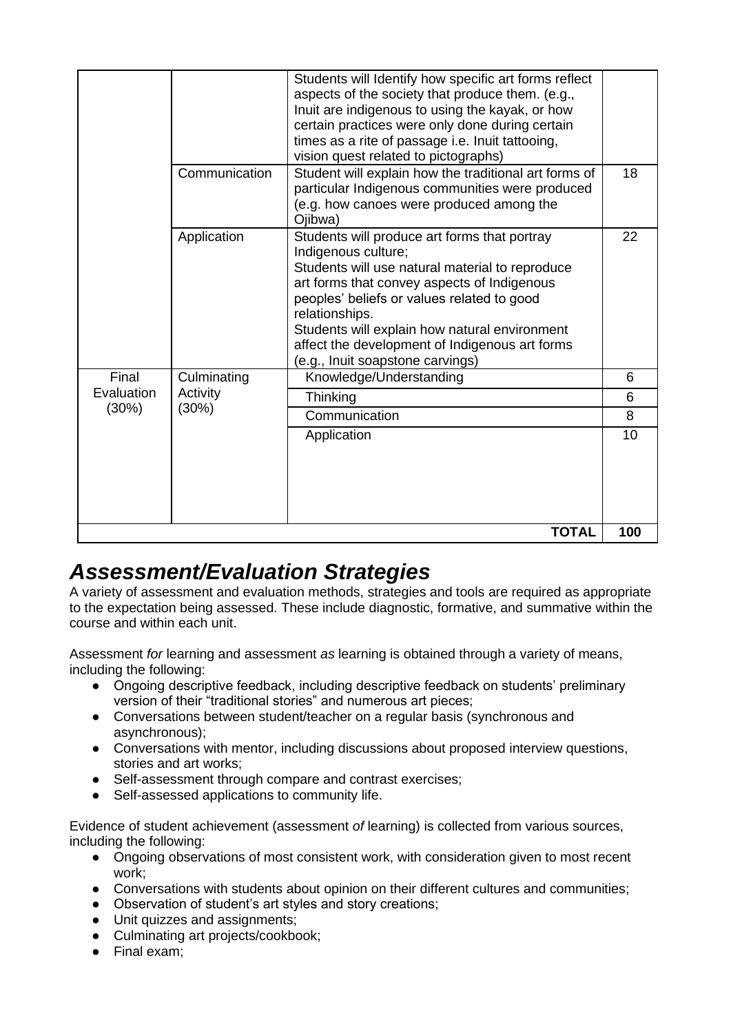| | | | |
|---|---|---|---|
| | | Students will Identify how specific art forms reflect aspects of the society that produce them. (e.g., Inuit are indigenous to using the kayak, or how certain practices were only done during certain times as a rite of passage i.e. Inuit tattooing, vision quest related to pictographs) | |
| | Communication | Student will explain how the traditional art forms of particular Indigenous communities were produced (e.g. how canoes were produced among the Ojibwa) | 18 |
| | Application | Students will produce art forms that portray Indigenous culture;<br>Students will use natural material to reproduce art forms that convey aspects of Indigenous peoples' beliefs or values related to good relationships.<br>Students will explain how natural environment affect the development of Indigenous art forms (e.g., Inuit soapstone carvings) | 22 |
| Final Evaluation (30%) | Culminating Activity (30%) | Knowledge/Understanding | 6 |
| | | Thinking | 6 |
| | | Communication | 8 |
| | | Application | 10 |
| | | **TOTAL** | **100** |

## *Assessment/Evaluation Strategies*

A variety of assessment and evaluation methods, strategies and tools are required as appropriate to the expectation being assessed. These include diagnostic, formative, and summative within the course and within each unit.

Assessment *for* learning and assessment *as* learning is obtained through a variety of means, including the following:

- Ongoing descriptive feedback, including descriptive feedback on students' preliminary version of their "traditional stories" and numerous art pieces;
- Conversations between student/teacher on a regular basis (synchronous and asynchronous);
- Conversations with mentor, including discussions about proposed interview questions, stories and art works;
- Self-assessment through compare and contrast exercises;
- Self-assessed applications to community life.

Evidence of student achievement (assessment *of* learning) is collected from various sources, including the following:

- Ongoing observations of most consistent work, with consideration given to most recent work;
- Conversations with students about opinion on their different cultures and communities;
- Observation of student's art styles and story creations;
- Unit quizzes and assignments;
- Culminating art projects/cookbook;
- Final exam;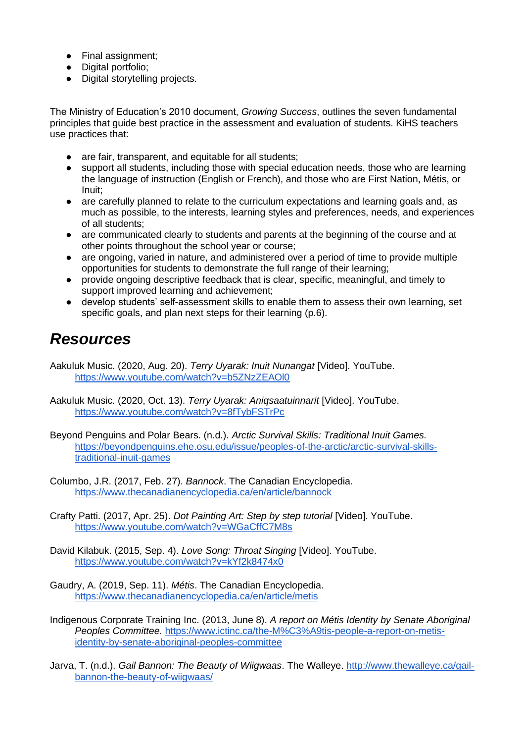- Final assignment;
- Digital portfolio;
- Digital storytelling projects.

The Ministry of Education's 2010 document, *Growing Success*, outlines the seven fundamental principles that guide best practice in the assessment and evaluation of students. KiHS teachers use practices that:

- are fair, transparent, and equitable for all students;
- support all students, including those with special education needs, those who are learning the language of instruction (English or French), and those who are First Nation, Métis, or Inuit;
- are carefully planned to relate to the curriculum expectations and learning goals and, as much as possible, to the interests, learning styles and preferences, needs, and experiences of all students;
- are communicated clearly to students and parents at the beginning of the course and at other points throughout the school year or course;
- are ongoing, varied in nature, and administered over a period of time to provide multiple opportunities for students to demonstrate the full range of their learning;
- provide ongoing descriptive feedback that is clear, specific, meaningful, and timely to support improved learning and achievement;
- develop students' self-assessment skills to enable them to assess their own learning, set specific goals, and plan next steps for their learning (p.6).

## *Resources*

Aakuluk Music. (2020, Aug. 20). *Terry Uyarak: Inuit Nunangat* [Video]. YouTube. https://www.youtube.com/watch?v=b5ZNzZEAOl0

Aakuluk Music. (2020, Oct. 13). *Terry Uyarak: Aniqsaatuinnarit* [Video]. YouTube. https://www.youtube.com/watch?v=8fTybFSTrPc

Beyond Penguins and Polar Bears. (n.d.). *Arctic Survival Skills: Traditional Inuit Games.* https://beyondpenguins.ehe.osu.edu/issue/peoples-of-the-arctic/arctic-survival-skills-traditional-inuit-games

Columbo, J.R. (2017, Feb. 27). *Bannock*. The Canadian Encyclopedia. https://www.thecanadianencyclopedia.ca/en/article/bannock

Crafty Patti. (2017, Apr. 25). *Dot Painting Art: Step by step tutorial* [Video]. YouTube. https://www.youtube.com/watch?v=WGaCffC7M8s

David Kilabuk. (2015, Sep. 4). *Love Song: Throat Singing* [Video]. YouTube. https://www.youtube.com/watch?v=kYf2k8474x0

Gaudry, A. (2019, Sep. 11). *Métis*. The Canadian Encyclopedia. https://www.thecanadianencyclopedia.ca/en/article/metis

Indigenous Corporate Training Inc. (2013, June 8). *A report on Métis Identity by Senate Aboriginal Peoples Committee*. https://www.ictinc.ca/the-M%C3%A9tis-people-a-report-on-metis-identity-by-senate-aboriginal-peoples-committee

Jarva, T. (n.d.). *Gail Bannon: The Beauty of Wiigwaas*. The Walleye. http://www.thewalleye.ca/gail-bannon-the-beauty-of-wiigwaas/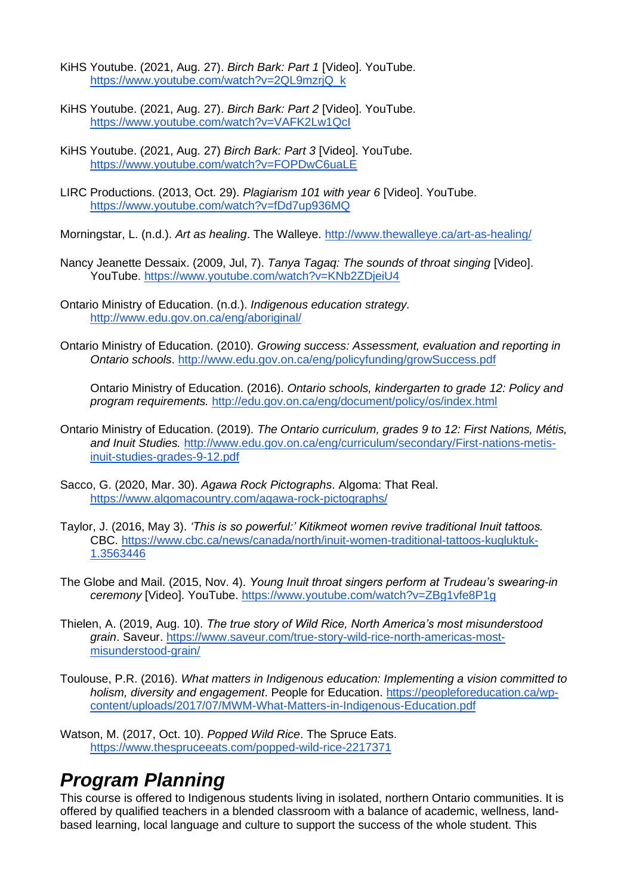KiHS Youtube. (2021, Aug. 27). *Birch Bark: Part 1* [Video]. YouTube. https://www.youtube.com/watch?v=2QL9mzrjQ_k

KiHS Youtube. (2021, Aug. 27). *Birch Bark: Part 2* [Video]. YouTube. https://www.youtube.com/watch?v=VAFK2Lw1QcI

KiHS Youtube. (2021, Aug. 27) *Birch Bark: Part 3* [Video]. YouTube. https://www.youtube.com/watch?v=FOPDwC6uaLE

LIRC Productions. (2013, Oct. 29). *Plagiarism 101 with year 6* [Video]. YouTube. https://www.youtube.com/watch?v=fDd7up936MQ

Morningstar, L. (n.d.). *Art as healing*. The Walleye. http://www.thewalleye.ca/art-as-healing/

Nancy Jeanette Dessaix. (2009, Jul, 7). *Tanya Tagaq: The sounds of throat singing* [Video]. YouTube. https://www.youtube.com/watch?v=KNb2ZDjeiU4

Ontario Ministry of Education. (n.d.). *Indigenous education strategy*. http://www.edu.gov.on.ca/eng/aboriginal/

Ontario Ministry of Education. (2010). *Growing success: Assessment, evaluation and reporting in Ontario schools*. http://www.edu.gov.on.ca/eng/policyfunding/growSuccess.pdf

Ontario Ministry of Education. (2016). *Ontario schools, kindergarten to grade 12: Policy and program requirements.* http://edu.gov.on.ca/eng/document/policy/os/index.html

Ontario Ministry of Education. (2019). *The Ontario curriculum, grades 9 to 12: First Nations, Métis, and Inuit Studies.* http://www.edu.gov.on.ca/eng/curriculum/secondary/First-nations-metis-inuit-studies-grades-9-12.pdf

Sacco, G. (2020, Mar. 30). *Agawa Rock Pictographs*. Algoma: That Real. https://www.algomacountry.com/agawa-rock-pictographs/

Taylor, J. (2016, May 3). *'This is so powerful:' Kitikmeot women revive traditional Inuit tattoos.* CBC. https://www.cbc.ca/news/canada/north/inuit-women-traditional-tattoos-kugluktuk-1.3563446

The Globe and Mail. (2015, Nov. 4). *Young Inuit throat singers perform at Trudeau's swearing-in ceremony* [Video]. YouTube. https://www.youtube.com/watch?v=ZBg1vfe8P1g

Thielen, A. (2019, Aug. 10). *The true story of Wild Rice, North America's most misunderstood grain*. Saveur. https://www.saveur.com/true-story-wild-rice-north-americas-most-misunderstood-grain/

Toulouse, P.R. (2016). *What matters in Indigenous education: Implementing a vision committed to holism, diversity and engagement*. People for Education. https://peopleforeducation.ca/wp-content/uploads/2017/07/MWM-What-Matters-in-Indigenous-Education.pdf

Watson, M. (2017, Oct. 10). *Popped Wild Rice*. The Spruce Eats. https://www.thespruceeats.com/popped-wild-rice-2217371

## ***Program Planning***

This course is offered to Indigenous students living in isolated, northern Ontario communities. It is offered by qualified teachers in a blended classroom with a balance of academic, wellness, land-based learning, local language and culture to support the success of the whole student. This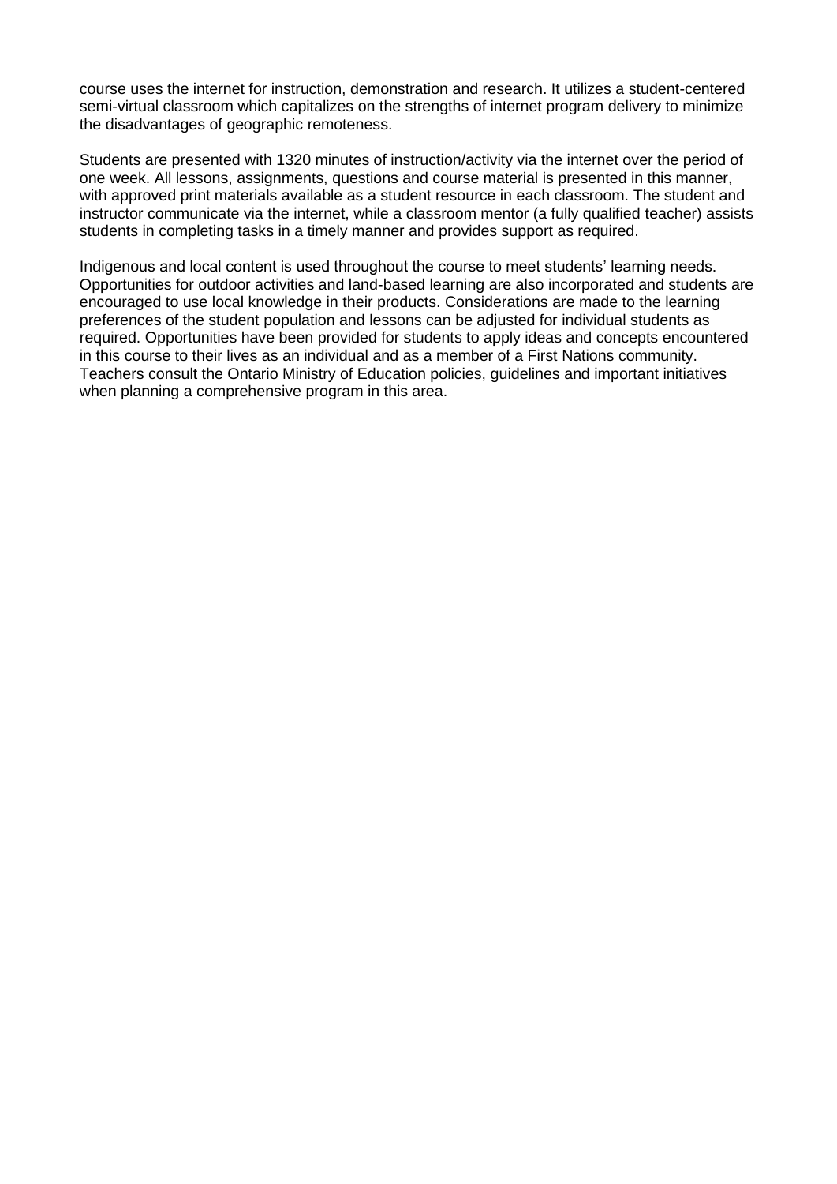course uses the internet for instruction, demonstration and research. It utilizes a student-centered semi-virtual classroom which capitalizes on the strengths of internet program delivery to minimize the disadvantages of geographic remoteness.

Students are presented with 1320 minutes of instruction/activity via the internet over the period of one week. All lessons, assignments, questions and course material is presented in this manner, with approved print materials available as a student resource in each classroom. The student and instructor communicate via the internet, while a classroom mentor (a fully qualified teacher) assists students in completing tasks in a timely manner and provides support as required.

Indigenous and local content is used throughout the course to meet students' learning needs. Opportunities for outdoor activities and land-based learning are also incorporated and students are encouraged to use local knowledge in their products. Considerations are made to the learning preferences of the student population and lessons can be adjusted for individual students as required. Opportunities have been provided for students to apply ideas and concepts encountered in this course to their lives as an individual and as a member of a First Nations community. Teachers consult the Ontario Ministry of Education policies, guidelines and important initiatives when planning a comprehensive program in this area.